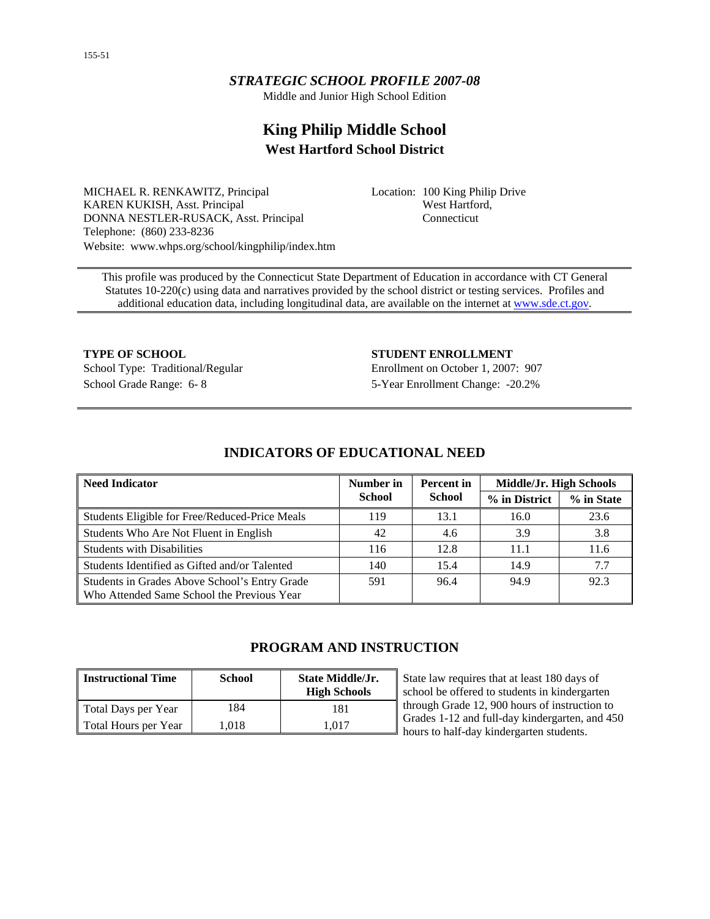## *STRATEGIC SCHOOL PROFILE 2007-08*

Middle and Junior High School Edition

# King Philip Middle School

## West Hartford School District

MICHAEL R. RENKAWITZ, Principal
KAREN KUKISH, Asst. Principal
DONNA NESTLER-RUSACK, Asst. Principal
Telephone: (860) 233-8236
Website: www.whps.org/school/kingphilip/index.htm

Location: 100 King Philip Drive
West Hartford,
Connecticut

This profile was produced by the Connecticut State Department of Education in accordance with CT General Statutes 10-220(c) using data and narratives provided by the school district or testing services. Profiles and additional education data, including longitudinal data, are available on the internet at www.sde.ct.gov.

**TYPE OF SCHOOL**
School Type: Traditional/Regular
School Grade Range: 6- 8

**STUDENT ENROLLMENT**
Enrollment on October 1, 2007: 907
5-Year Enrollment Change: -20.2%

## INDICATORS OF EDUCATIONAL NEED

| Need Indicator | Number in School | Percent in School | Middle/Jr. High Schools | |
|---|---|---|---|---|
| | | | % in District | % in State |
| Students Eligible for Free/Reduced-Price Meals | 119 | 13.1 | 16.0 | 23.6 |
| Students Who Are Not Fluent in English | 42 | 4.6 | 3.9 | 3.8 |
| Students with Disabilities | 116 | 12.8 | 11.1 | 11.6 |
| Students Identified as Gifted and/or Talented | 140 | 15.4 | 14.9 | 7.7 |
| Students in Grades Above School's Entry Grade Who Attended Same School the Previous Year | 591 | 96.4 | 94.9 | 92.3 |

## PROGRAM AND INSTRUCTION

| Instructional Time | School | State Middle/Jr. High Schools |
|---|---|---|
| Total Days per Year | 184 | 181 |
| Total Hours per Year | 1,018 | 1,017 |

State law requires that at least 180 days of school be offered to students in kindergarten through Grade 12, 900 hours of instruction to Grades 1-12 and full-day kindergarten, and 450 hours to half-day kindergarten students.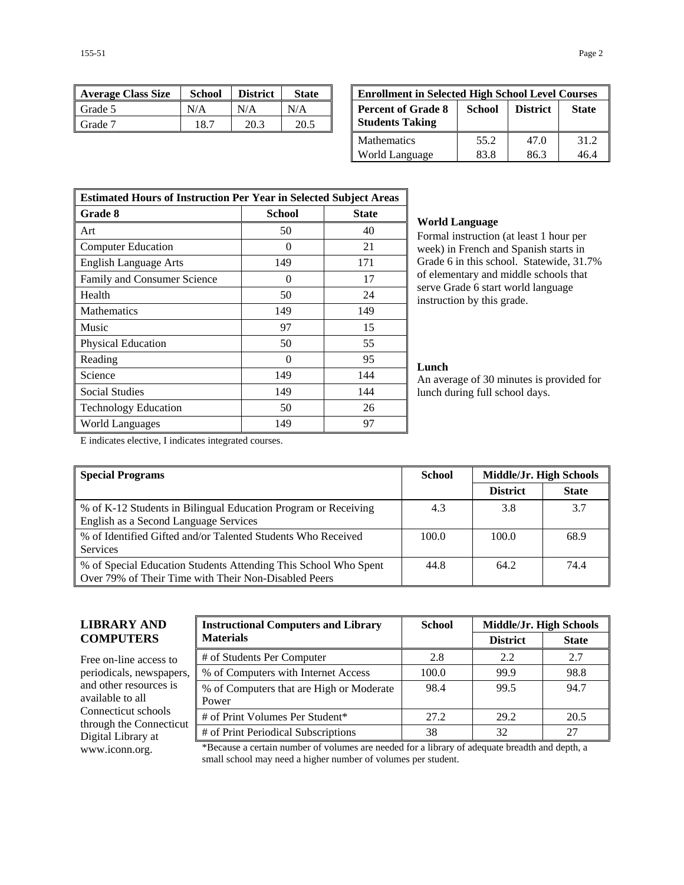| Average Class Size | School | District | State |
|---|---|---|---|
| Grade 5 | N/A | N/A | N/A |
| Grade 7 | 18.7 | 20.3 | 20.5 |

| Enrollment in Selected High School Level Courses | | | |
|---|---|---|---|
| Percent of Grade 8 Students Taking | School | District | State |
| Mathematics | 55.2 | 47.0 | 31.2 |
| World Language | 83.8 | 86.3 | 46.4 |

| Estimated Hours of Instruction Per Year in Selected Subject Areas | | |
|---|---|---|
| Grade 8 | School | State |
| Art | 50 | 40 |
| Computer Education | 0 | 21 |
| English Language Arts | 149 | 171 |
| Family and Consumer Science | 0 | 17 |
| Health | 50 | 24 |
| Mathematics | 149 | 149 |
| Music | 97 | 15 |
| Physical Education | 50 | 55 |
| Reading | 0 | 95 |
| Science | 149 | 144 |
| Social Studies | 149 | 144 |
| Technology Education | 50 | 26 |
| World Languages | 149 | 97 |

E indicates elective, I indicates integrated courses.

**World Language**

Formal instruction (at least 1 hour per week) in French and Spanish starts in Grade 6 in this school. Statewide, 31.7% of elementary and middle schools that serve Grade 6 start world language instruction by this grade.

**Lunch**

An average of 30 minutes is provided for lunch during full school days.

| Special Programs | School | Middle/Jr. High Schools | |
|---|---|---|---|
| | | District | State |
| % of K-12 Students in Bilingual Education Program or Receiving English as a Second Language Services | 4.3 | 3.8 | 3.7 |
| % of Identified Gifted and/or Talented Students Who Received Services | 100.0 | 100.0 | 68.9 |
| % of Special Education Students Attending This School Who Spent Over 79% of Their Time with Their Non-Disabled Peers | 44.8 | 64.2 | 74.4 |

## LIBRARY AND COMPUTERS

Free on-line access to periodicals, newspapers, and other resources is available to all Connecticut schools through the Connecticut Digital Library at www.iconn.org.

| Instructional Computers and Library Materials | School | Middle/Jr. High Schools | |
|---|---|---|---|
| | | District | State |
| # of Students Per Computer | 2.8 | 2.2 | 2.7 |
| % of Computers with Internet Access | 100.0 | 99.9 | 98.8 |
| % of Computers that are High or Moderate Power | 98.4 | 99.5 | 94.7 |
| # of Print Volumes Per Student* | 27.2 | 29.2 | 20.5 |
| # of Print Periodical Subscriptions | 38 | 32 | 27 |

*Because a certain number of volumes are needed for a library of adequate breadth and depth, a small school may need a higher number of volumes per student.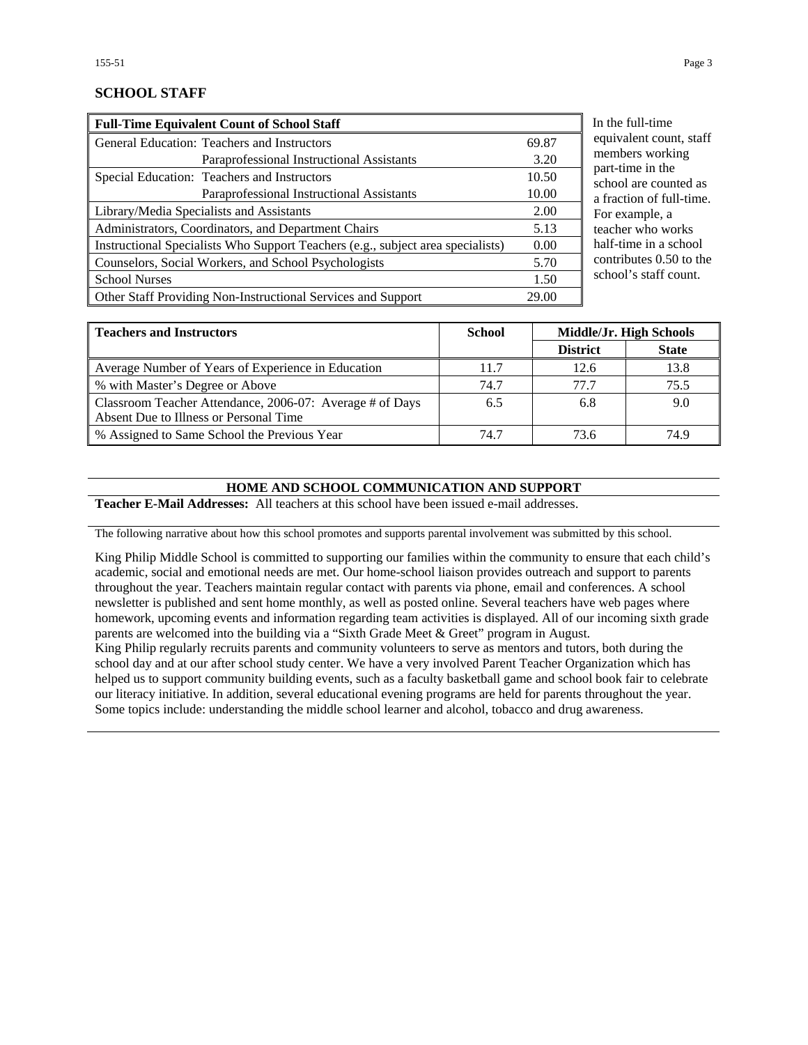## SCHOOL STAFF

| Full-Time Equivalent Count of School Staff | | |
|---|---|---|
| General Education: | Teachers and Instructors | 69.87 |
| | Paraprofessional Instructional Assistants | 3.20 |
| Special Education: | Teachers and Instructors | 10.50 |
| | Paraprofessional Instructional Assistants | 10.00 |
| Library/Media Specialists and Assistants | | 2.00 |
| Administrators, Coordinators, and Department Chairs | | 5.13 |
| Instructional Specialists Who Support Teachers (e.g., subject area specialists) | | 0.00 |
| Counselors, Social Workers, and School Psychologists | | 5.70 |
| School Nurses | | 1.50 |
| Other Staff Providing Non-Instructional Services and Support | | 29.00 |

In the full-time equivalent count, staff members working part-time in the school are counted as a fraction of full-time. For example, a teacher who works half-time in a school contributes 0.50 to the school's staff count.

| Teachers and Instructors | School | Middle/Jr. High Schools | |
|---|---|---|---|
| | | District | State |
| Average Number of Years of Experience in Education | 11.7 | 12.6 | 13.8 |
| % with Master's Degree or Above | 74.7 | 77.7 | 75.5 |
| Classroom Teacher Attendance, 2006-07: Average # of Days Absent Due to Illness or Personal Time | 6.5 | 6.8 | 9.0 |
| % Assigned to Same School the Previous Year | 74.7 | 73.6 | 74.9 |

## HOME AND SCHOOL COMMUNICATION AND SUPPORT

**Teacher E-Mail Addresses:** All teachers at this school have been issued e-mail addresses.

The following narrative about how this school promotes and supports parental involvement was submitted by this school.

King Philip Middle School is committed to supporting our families within the community to ensure that each child's academic, social and emotional needs are met. Our home-school liaison provides outreach and support to parents throughout the year. Teachers maintain regular contact with parents via phone, email and conferences. A school newsletter is published and sent home monthly, as well as posted online. Several teachers have web pages where homework, upcoming events and information regarding team activities is displayed. All of our incoming sixth grade parents are welcomed into the building via a "Sixth Grade Meet & Greet" program in August.
King Philip regularly recruits parents and community volunteers to serve as mentors and tutors, both during the school day and at our after school study center. We have a very involved Parent Teacher Organization which has helped us to support community building events, such as a faculty basketball game and school book fair to celebrate our literacy initiative. In addition, several educational evening programs are held for parents throughout the year. Some topics include: understanding the middle school learner and alcohol, tobacco and drug awareness.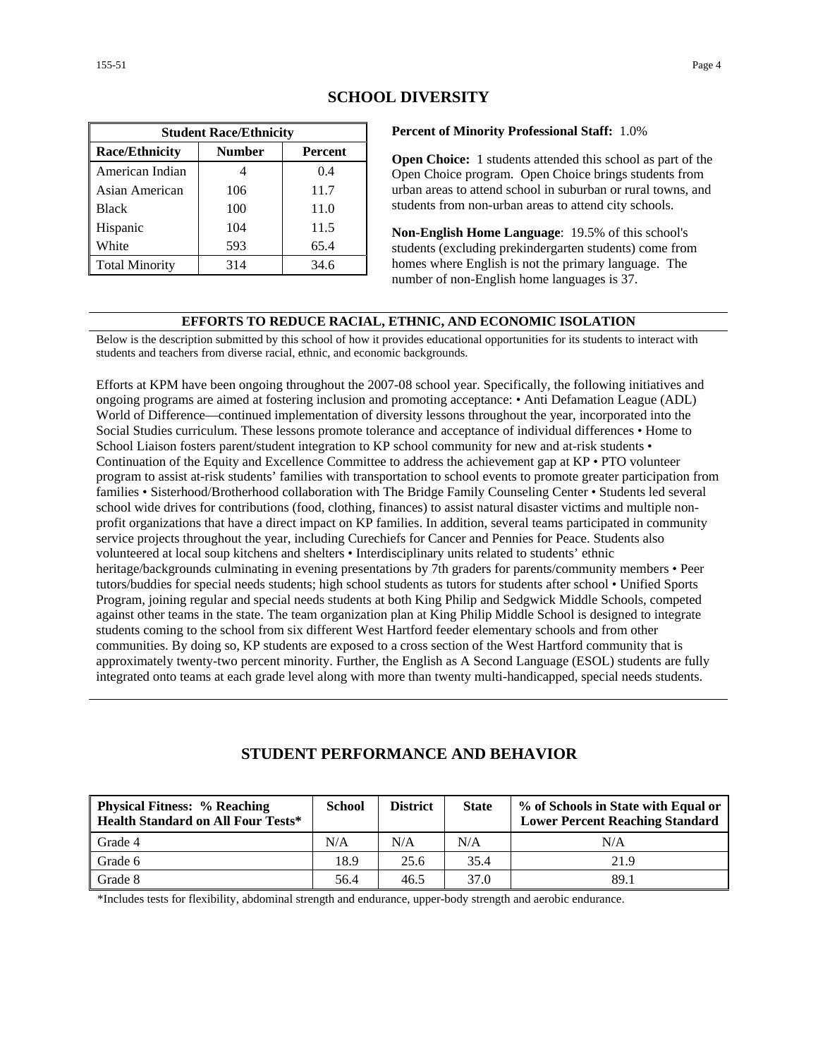## SCHOOL DIVERSITY

| Student Race/Ethnicity | | |
|---|---|---|
| **Race/Ethnicity** | **Number** | **Percent** |
| American Indian | 4 | 0.4 |
| Asian American | 106 | 11.7 |
| Black | 100 | 11.0 |
| Hispanic | 104 | 11.5 |
| White | 593 | 65.4 |
| Total Minority | 314 | 34.6 |

**Percent of Minority Professional Staff:** 1.0%

**Open Choice:** 1 students attended this school as part of the Open Choice program. Open Choice brings students from urban areas to attend school in suburban or rural towns, and students from non-urban areas to attend city schools.

**Non-English Home Language**: 19.5% of this school's students (excluding prekindergarten students) come from homes where English is not the primary language. The number of non-English home languages is 37.

### EFFORTS TO REDUCE RACIAL, ETHNIC, AND ECONOMIC ISOLATION

Below is the description submitted by this school of how it provides educational opportunities for its students to interact with students and teachers from diverse racial, ethnic, and economic backgrounds.

Efforts at KPM have been ongoing throughout the 2007-08 school year. Specifically, the following initiatives and ongoing programs are aimed at fostering inclusion and promoting acceptance: • Anti Defamation League (ADL) World of Difference—continued implementation of diversity lessons throughout the year, incorporated into the Social Studies curriculum. These lessons promote tolerance and acceptance of individual differences • Home to School Liaison fosters parent/student integration to KP school community for new and at-risk students • Continuation of the Equity and Excellence Committee to address the achievement gap at KP • PTO volunteer program to assist at-risk students' families with transportation to school events to promote greater participation from families • Sisterhood/Brotherhood collaboration with The Bridge Family Counseling Center • Students led several school wide drives for contributions (food, clothing, finances) to assist natural disaster victims and multiple non-profit organizations that have a direct impact on KP families. In addition, several teams participated in community service projects throughout the year, including Curechiefs for Cancer and Pennies for Peace. Students also volunteered at local soup kitchens and shelters • Interdisciplinary units related to students' ethnic heritage/backgrounds culminating in evening presentations by 7th graders for parents/community members • Peer tutors/buddies for special needs students; high school students as tutors for students after school • Unified Sports Program, joining regular and special needs students at both King Philip and Sedgwick Middle Schools, competed against other teams in the state. The team organization plan at King Philip Middle School is designed to integrate students coming to the school from six different West Hartford feeder elementary schools and from other communities. By doing so, KP students are exposed to a cross section of the West Hartford community that is approximately twenty-two percent minority. Further, the English as A Second Language (ESOL) students are fully integrated onto teams at each grade level along with more than twenty multi-handicapped, special needs students.

## STUDENT PERFORMANCE AND BEHAVIOR

| Physical Fitness: % Reaching Health Standard on All Four Tests* | School | District | State | % of Schools in State with Equal or Lower Percent Reaching Standard |
|---|---|---|---|---|
| Grade 4 | N/A | N/A | N/A | N/A |
| Grade 6 | 18.9 | 25.6 | 35.4 | 21.9 |
| Grade 8 | 56.4 | 46.5 | 37.0 | 89.1 |

*Includes tests for flexibility, abdominal strength and endurance, upper-body strength and aerobic endurance.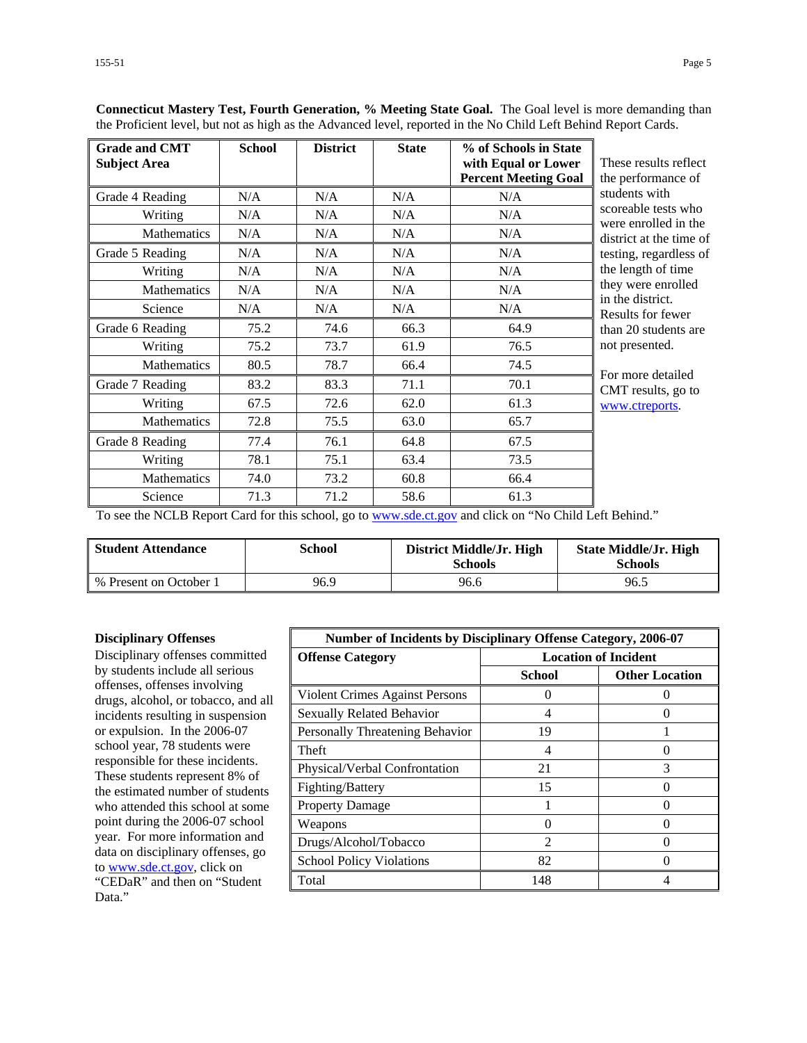**Connecticut Mastery Test, Fourth Generation, % Meeting State Goal.** The Goal level is more demanding than the Proficient level, but not as high as the Advanced level, reported in the No Child Left Behind Report Cards.

| Grade and CMT Subject Area | School | District | State | % of Schools in State with Equal or Lower Percent Meeting Goal |
|---|---|---|---|---|
| Grade 4 Reading | N/A | N/A | N/A | N/A |
| Writing | N/A | N/A | N/A | N/A |
| Mathematics | N/A | N/A | N/A | N/A |
| Grade 5 Reading | N/A | N/A | N/A | N/A |
| Writing | N/A | N/A | N/A | N/A |
| Mathematics | N/A | N/A | N/A | N/A |
| Science | N/A | N/A | N/A | N/A |
| Grade 6 Reading | 75.2 | 74.6 | 66.3 | 64.9 |
| Writing | 75.2 | 73.7 | 61.9 | 76.5 |
| Mathematics | 80.5 | 78.7 | 66.4 | 74.5 |
| Grade 7 Reading | 83.2 | 83.3 | 71.1 | 70.1 |
| Writing | 67.5 | 72.6 | 62.0 | 61.3 |
| Mathematics | 72.8 | 75.5 | 63.0 | 65.7 |
| Grade 8 Reading | 77.4 | 76.1 | 64.8 | 67.5 |
| Writing | 78.1 | 75.1 | 63.4 | 73.5 |
| Mathematics | 74.0 | 73.2 | 60.8 | 66.4 |
| Science | 71.3 | 71.2 | 58.6 | 61.3 |

These results reflect the performance of students with scoreable tests who were enrolled in the district at the time of testing, regardless of the length of time they were enrolled in the district. Results for fewer than 20 students are not presented.

For more detailed CMT results, go to www.ctreports.

To see the NCLB Report Card for this school, go to www.sde.ct.gov and click on "No Child Left Behind."

| Student Attendance | School | District Middle/Jr. High Schools | State Middle/Jr. High Schools |
|---|---|---|---|
| % Present on October 1 | 96.9 | 96.6 | 96.5 |

**Disciplinary Offenses**

Disciplinary offenses committed by students include all serious offenses, offenses involving drugs, alcohol, or tobacco, and all incidents resulting in suspension or expulsion. In the 2006-07 school year, 78 students were responsible for these incidents. These students represent 8% of the estimated number of students who attended this school at some point during the 2006-07 school year. For more information and data on disciplinary offenses, go to www.sde.ct.gov, click on "CEDaR" and then on "Student Data."

| Number of Incidents by Disciplinary Offense Category, 2006-07 | | |
|---|---|---|
| Offense Category | Location of Incident | |
| | School | Other Location |
| Violent Crimes Against Persons | 0 | 0 |
| Sexually Related Behavior | 4 | 0 |
| Personally Threatening Behavior | 19 | 1 |
| Theft | 4 | 0 |
| Physical/Verbal Confrontation | 21 | 3 |
| Fighting/Battery | 15 | 0 |
| Property Damage | 1 | 0 |
| Weapons | 0 | 0 |
| Drugs/Alcohol/Tobacco | 2 | 0 |
| School Policy Violations | 82 | 0 |
| Total | 148 | 4 |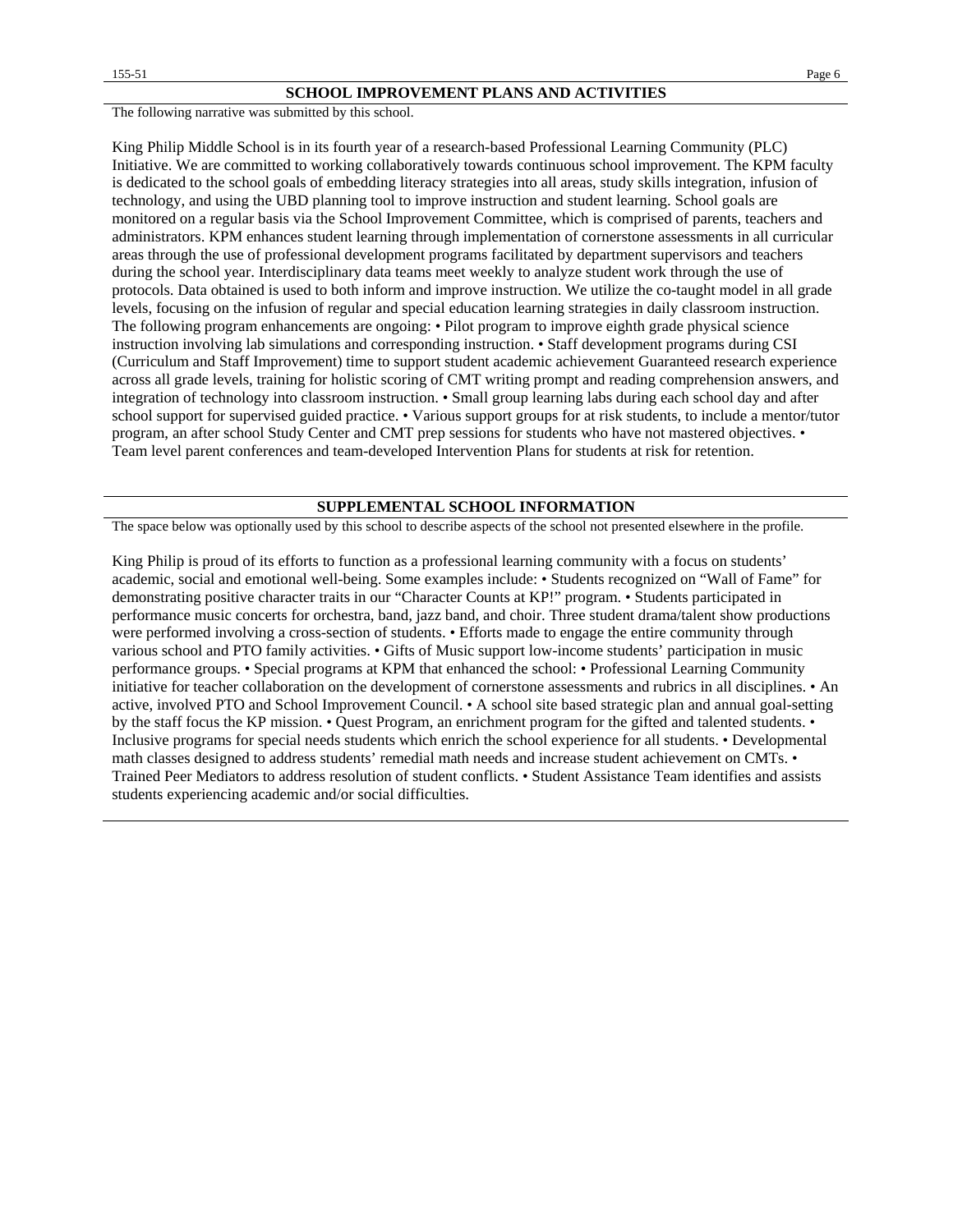## SCHOOL IMPROVEMENT PLANS AND ACTIVITIES

The following narrative was submitted by this school.

King Philip Middle School is in its fourth year of a research-based Professional Learning Community (PLC) Initiative. We are committed to working collaboratively towards continuous school improvement. The KPM faculty is dedicated to the school goals of embedding literacy strategies into all areas, study skills integration, infusion of technology, and using the UBD planning tool to improve instruction and student learning. School goals are monitored on a regular basis via the School Improvement Committee, which is comprised of parents, teachers and administrators. KPM enhances student learning through implementation of cornerstone assessments in all curricular areas through the use of professional development programs facilitated by department supervisors and teachers during the school year. Interdisciplinary data teams meet weekly to analyze student work through the use of protocols. Data obtained is used to both inform and improve instruction. We utilize the co-taught model in all grade levels, focusing on the infusion of regular and special education learning strategies in daily classroom instruction. The following program enhancements are ongoing: • Pilot program to improve eighth grade physical science instruction involving lab simulations and corresponding instruction. • Staff development programs during CSI (Curriculum and Staff Improvement) time to support student academic achievement Guaranteed research experience across all grade levels, training for holistic scoring of CMT writing prompt and reading comprehension answers, and integration of technology into classroom instruction. • Small group learning labs during each school day and after school support for supervised guided practice. • Various support groups for at risk students, to include a mentor/tutor program, an after school Study Center and CMT prep sessions for students who have not mastered objectives. • Team level parent conferences and team-developed Intervention Plans for students at risk for retention.

## SUPPLEMENTAL SCHOOL INFORMATION

The space below was optionally used by this school to describe aspects of the school not presented elsewhere in the profile.

King Philip is proud of its efforts to function as a professional learning community with a focus on students' academic, social and emotional well-being. Some examples include: • Students recognized on "Wall of Fame" for demonstrating positive character traits in our "Character Counts at KP!" program. • Students participated in performance music concerts for orchestra, band, jazz band, and choir. Three student drama/talent show productions were performed involving a cross-section of students. • Efforts made to engage the entire community through various school and PTO family activities. • Gifts of Music support low-income students' participation in music performance groups. • Special programs at KPM that enhanced the school: • Professional Learning Community initiative for teacher collaboration on the development of cornerstone assessments and rubrics in all disciplines. • An active, involved PTO and School Improvement Council. • A school site based strategic plan and annual goal-setting by the staff focus the KP mission. • Quest Program, an enrichment program for the gifted and talented students. • Inclusive programs for special needs students which enrich the school experience for all students. • Developmental math classes designed to address students' remedial math needs and increase student achievement on CMTs. • Trained Peer Mediators to address resolution of student conflicts. • Student Assistance Team identifies and assists students experiencing academic and/or social difficulties.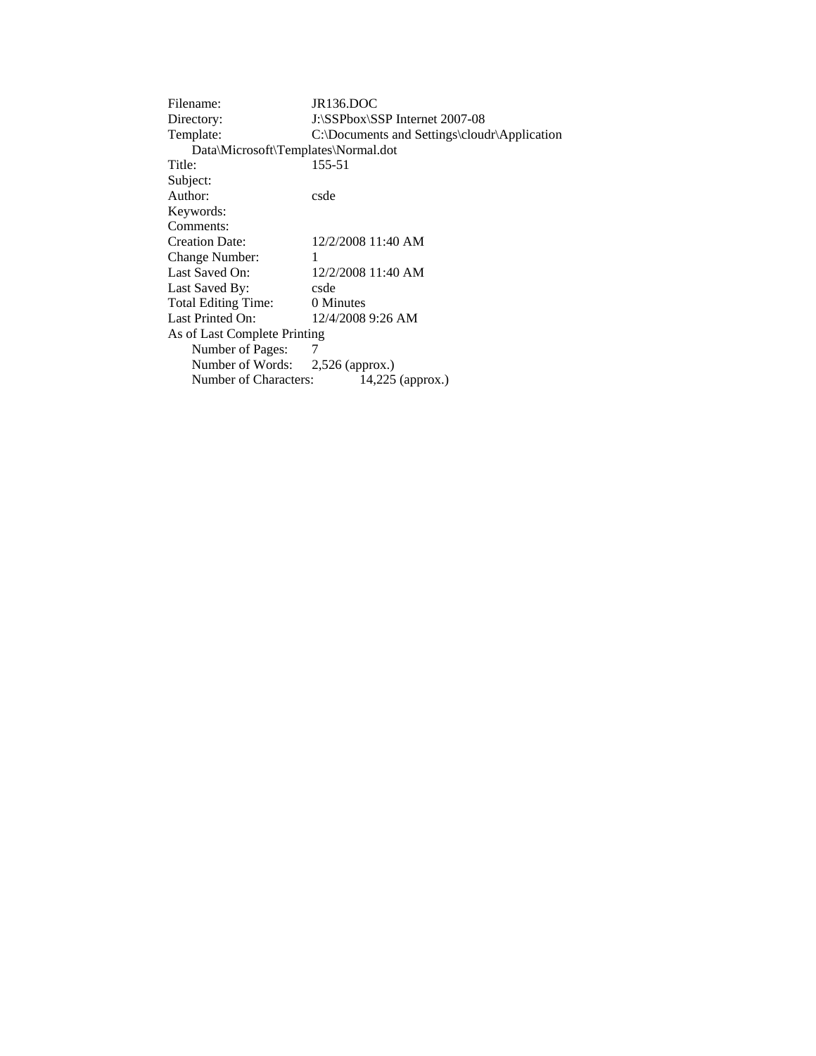Filename: JR136.DOC
Directory: J:\SSPbox\SSP Internet 2007-08
Template: C:\Documents and Settings\cloudr\Application Data\Microsoft\Templates\Normal.dot
Title: 155-51
Subject:
Author: csde
Keywords:
Comments:
Creation Date: 12/2/2008 11:40 AM
Change Number: 1
Last Saved On: 12/2/2008 11:40 AM
Last Saved By: csde
Total Editing Time: 0 Minutes
Last Printed On: 12/4/2008 9:26 AM
As of Last Complete Printing
Number of Pages: 7
Number of Words: 2,526 (approx.)
Number of Characters: 14,225 (approx.)